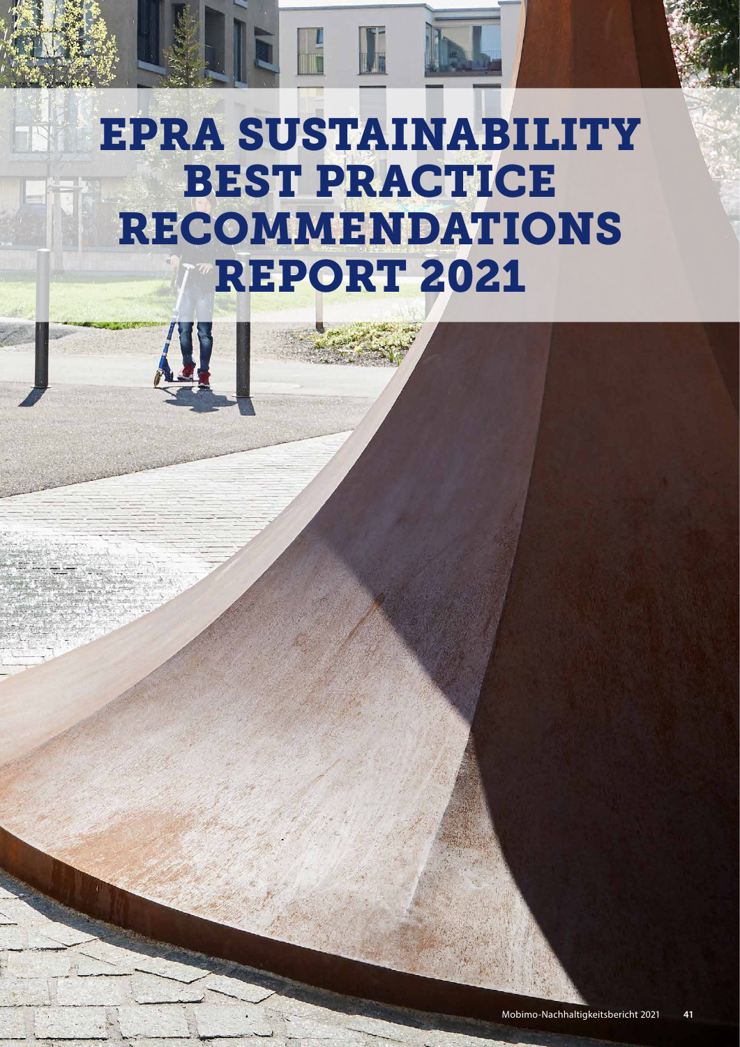# EPRA SUSTAINABILITY BEST PRACTICE RECOMMENDATIONS REPORT 2021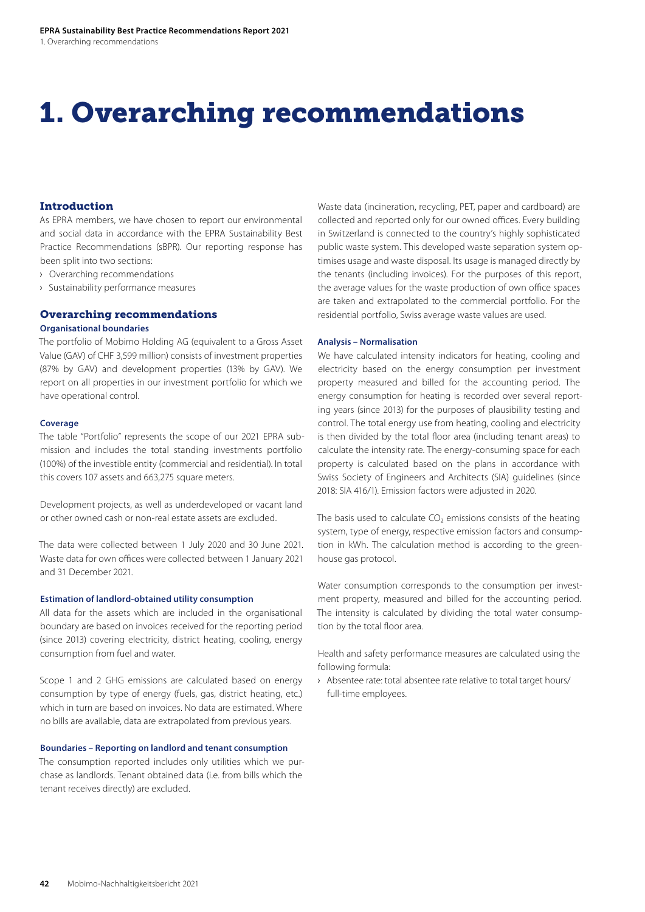# 1. Overarching recommendations

## Introduction

As EPRA members, we have chosen to report our environmental and social data in accordance with the EPRA Sustainability Best Practice Recommendations (sBPR). Our reporting response has been split into two sections:

- Overarching recommendations
- Sustainability performance measures

## Overarching recommendations

### Organisational boundaries

The portfolio of Mobimo Holding AG (equivalent to a Gross Asset Value (GAV) of CHF 3,599 million) consists of investment properties (87% by GAV) and development properties (13% by GAV). We report on all properties in our investment portfolio for which we have operational control.

### Coverage

The table "Portfolio" represents the scope of our 2021 EPRA submission and includes the total standing investments portfolio (100%) of the investible entity (commercial and residential). In total this covers 107 assets and 663,275 square meters.

Development projects, as well as underdeveloped or vacant land or other owned cash or non-real estate assets are excluded.

The data were collected between 1 July 2020 and 30 June 2021. Waste data for own offices were collected between 1 January 2021 and 31 December 2021.

### Estimation of landlord-obtained utility consumption

All data for the assets which are included in the organisational boundary are based on invoices received for the reporting period (since 2013) covering electricity, district heating, cooling, energy consumption from fuel and water.

Scope 1 and 2 GHG emissions are calculated based on energy consumption by type of energy (fuels, gas, district heating, etc.) which in turn are based on invoices. No data are estimated. Where no bills are available, data are extrapolated from previous years.

### Boundaries – Reporting on landlord and tenant consumption

The consumption reported includes only utilities which we purchase as landlords. Tenant obtained data (i.e. from bills which the tenant receives directly) are excluded.

Waste data (incineration, recycling, PET, paper and cardboard) are collected and reported only for our owned offices. Every building in Switzerland is connected to the country's highly sophisticated public waste system. This developed waste separation system optimises usage and waste disposal. Its usage is managed directly by the tenants (including invoices). For the purposes of this report, the average values for the waste production of own office spaces are taken and extrapolated to the commercial portfolio. For the residential portfolio, Swiss average waste values are used.

### Analysis – Normalisation

We have calculated intensity indicators for heating, cooling and electricity based on the energy consumption per investment property measured and billed for the accounting period. The energy consumption for heating is recorded over several reporting years (since 2013) for the purposes of plausibility testing and control. The total energy use from heating, cooling and electricity is then divided by the total floor area (including tenant areas) to calculate the intensity rate. The energy-consuming space for each property is calculated based on the plans in accordance with Swiss Society of Engineers and Architects (SIA) guidelines (since 2018: SIA 416/1). Emission factors were adjusted in 2020.

The basis used to calculate $CO_2$ emissions consists of the heating system, type of energy, respective emission factors and consumption in kWh. The calculation method is according to the greenhouse gas protocol.

Water consumption corresponds to the consumption per investment property, measured and billed for the accounting period. The intensity is calculated by dividing the total water consumption by the total floor area.

Health and safety performance measures are calculated using the following formula:

- Absentee rate: total absentee rate relative to total target hours/ full-time employees.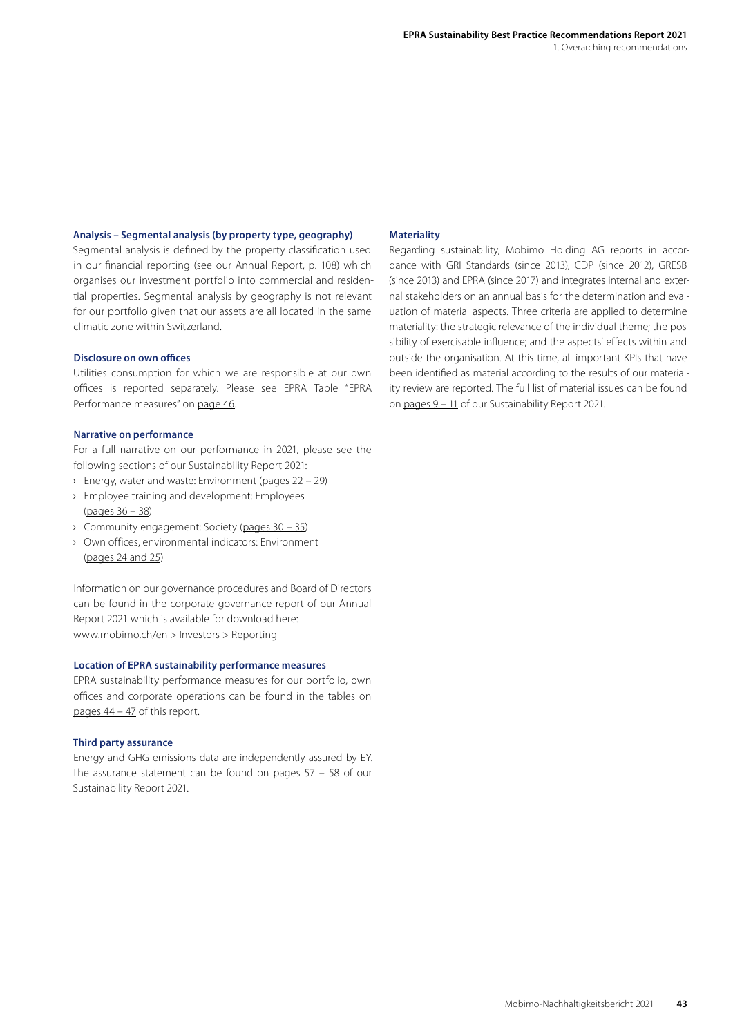### Analysis – Segmental analysis (by property type, geography)

Segmental analysis is defined by the property classification used in our financial reporting (see our Annual Report, p. 108) which organises our investment portfolio into commercial and residential properties. Segmental analysis by geography is not relevant for our portfolio given that our assets are all located in the same climatic zone within Switzerland.

### Disclosure on own offices

Utilities consumption for which we are responsible at our own offices is reported separately. Please see EPRA Table "EPRA Performance measures" on page 46.

### Narrative on performance

For a full narrative on our performance in 2021, please see the following sections of our Sustainability Report 2021:

- Energy, water and waste: Environment (pages 22 – 29)
- Employee training and development: Employees (pages 36 – 38)
- Community engagement: Society (pages 30 – 35)
- Own offices, environmental indicators: Environment (pages 24 and 25)

Information on our governance procedures and Board of Directors can be found in the corporate governance report of our Annual Report 2021 which is available for download here: www.mobimo.ch/en > Investors > Reporting

### Location of EPRA sustainability performance measures

EPRA sustainability performance measures for our portfolio, own offices and corporate operations can be found in the tables on pages 44 – 47 of this report.

### Third party assurance

Energy and GHG emissions data are independently assured by EY. The assurance statement can be found on pages 57 – 58 of our Sustainability Report 2021.

### Materiality

Regarding sustainability, Mobimo Holding AG reports in accordance with GRI Standards (since 2013), CDP (since 2012), GRESB (since 2013) and EPRA (since 2017) and integrates internal and external stakeholders on an annual basis for the determination and evaluation of material aspects. Three criteria are applied to determine materiality: the strategic relevance of the individual theme; the possibility of exercisable influence; and the aspects' effects within and outside the organisation. At this time, all important KPIs that have been identified as material according to the results of our materiality review are reported. The full list of material issues can be found on pages 9 – 11 of our Sustainability Report 2021.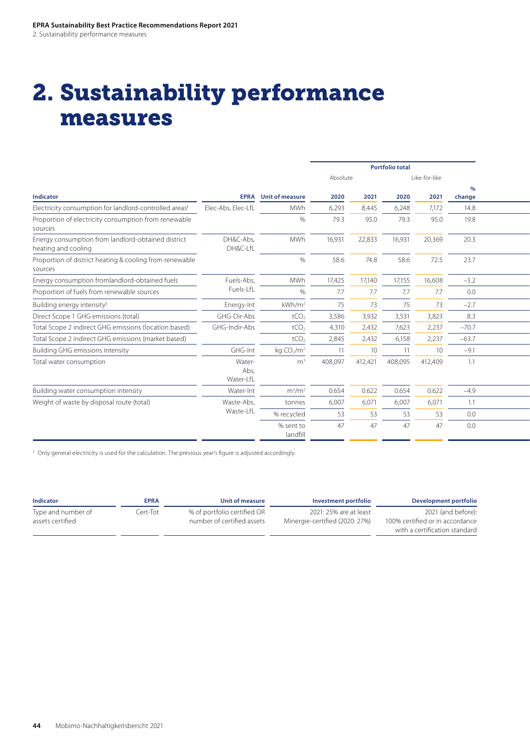# 2. Sustainability performance measures

| Indicator | EPRA | Unit of measure | Portfolio total | | | | |
|---|---|---|---|---|---|---|---|
| | | | Absolute | | Like-for-like | | |
| | | | 2020 | 2021 | 2020 | 2021 | % change |
| Electricity consumption for landlord-controlled areas[1] | Elec-Abs, Elec-LfL | MWh | 6,293 | 8,445 | 6,248 | 7,172 | 14.8 |
| Proportion of electricity consumption from renewable sources | | % | 79.3 | 95.0 | 79.3 | 95.0 | 19.8 |
| Energy consumption from landlord-obtained district heating and cooling | DH&C-Abs, DH&C-LfL | MWh | 16,931 | 22,833 | 16,931 | 20,369 | 20.3 |
| Proportion of district heating & cooling from renewable sources | | % | 58.6 | 74.8 | 58.6 | 72.5 | 23.7 |
| Energy consumption fromlandlord-obtained fuels | Fuels-Abs, Fuels-LfL | MWh | 17,425 | 17,140 | 17,155 | 16,608 | −3.2 |
| Proportion of fuels from renewable sources | | % | 7.7 | 7.7 | 7.7 | 7.7 | 0.0 |
| Building energy intensity[1] | Energy-Int | kWh/m² | 75 | 73 | 75 | 73 | −2.7 |
| Direct Scope 1 GHG emissions (total) | GHG-Dir-Abs | $tCO_2$ | 3,586 | 3,932 | 3,531 | 3,823 | 8.3 |
| Total Scope 2 indirect GHG emissions (location based) | GHG-Indir-Abs | $tCO_2$ | 4,310 | 2,432 | 7,623 | 2,237 | −70.7 |
| Total Scope 2 indirect GHG emissions (market based) | | $tCO_2$ | 2,845 | 2,432 | 6,158 | 2,237 | −63.7 |
| Building GHG emissions intensity | GHG-Int | kg $CO_2/m^2$ | 11 | 10 | 11 | 10 | −9.1 |
| Total water consumption | Water-Abs, Water-LfL | m³ | 408,097 | 412,421 | 408,095 | 412,409 | 1.1 |
| Building water consumption intensity | Water-Int | m³/m² | 0.654 | 0.622 | 0.654 | 0.622 | −4.9 |
| Weight of waste by disposal route (total) | Waste-Abs, Waste-LfL | tonnes | 6,007 | 6,071 | 6,007 | 6,071 | 1.1 |
| | | % recycled | 53 | 53 | 53 | 53 | 0.0 |
| | | % sent to landfill | 47 | 47 | 47 | 47 | 0.0 |

[1] Only general electricity is used for the calculation. The previous year's figure is adjusted accordingly.

| Indicator | EPRA | Unit of measure | Investment portfolio | Development portfolio |
|---|---|---|---|---|
| Type and number of assets certified | Cert-Tot | % of portfolio certified OR number of certified assets | 2021: 25% are at least Minergie-certified (2020: 27%) | 2021 (and before): 100% certified or in accordance with a certification standard |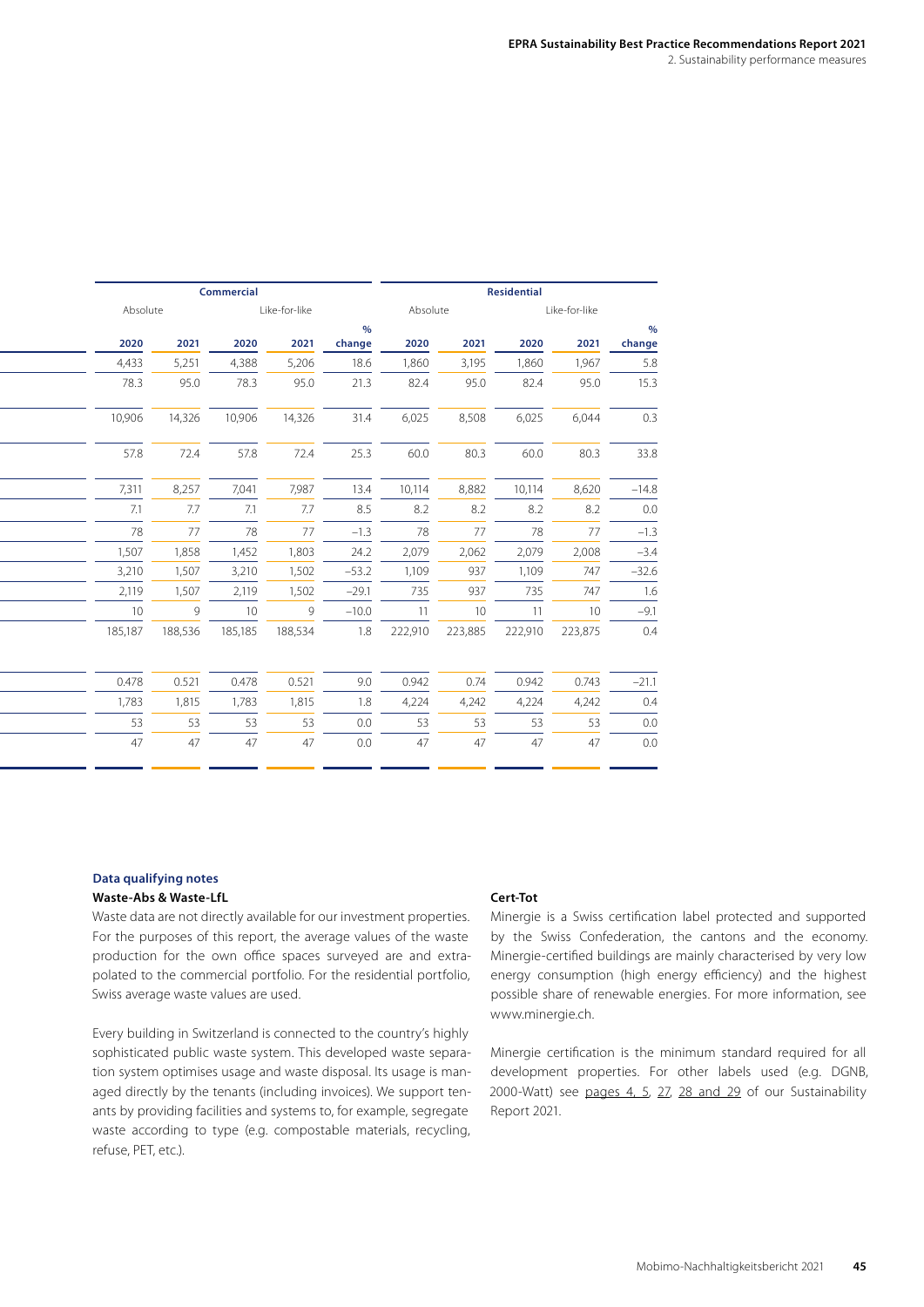| Commercial | | | | | Residential | | | | |
|---|---|---|---|---|---|---|---|---|---|
| Absolute | | Like-for-like | | | Absolute | | Like-for-like | | |
| 2020 | 2021 | 2020 | 2021 | % change | 2020 | 2021 | 2020 | 2021 | % change |
| 4,433 | 5,251 | 4,388 | 5,206 | 18.6 | 1,860 | 3,195 | 1,860 | 1,967 | 5.8 |
| 78.3 | 95.0 | 78.3 | 95.0 | 21.3 | 82.4 | 95.0 | 82.4 | 95.0 | 15.3 |
| 10,906 | 14,326 | 10,906 | 14,326 | 31.4 | 6,025 | 8,508 | 6,025 | 6,044 | 0.3 |
| 57.8 | 72.4 | 57.8 | 72.4 | 25.3 | 60.0 | 80.3 | 60.0 | 80.3 | 33.8 |
| 7,311 | 8,257 | 7,041 | 7,987 | 13.4 | 10,114 | 8,882 | 10,114 | 8,620 | −14.8 |
| 7.1 | 7.7 | 7.1 | 7.7 | 8.5 | 8.2 | 8.2 | 8.2 | 8.2 | 0.0 |
| 78 | 77 | 78 | 77 | −1.3 | 78 | 77 | 78 | 77 | −1.3 |
| 1,507 | 1,858 | 1,452 | 1,803 | 24.2 | 2,079 | 2,062 | 2,079 | 2,008 | −3.4 |
| 3,210 | 1,507 | 3,210 | 1,502 | −53.2 | 1,109 | 937 | 1,109 | 747 | −32.6 |
| 2,119 | 1,507 | 2,119 | 1,502 | −29.1 | 735 | 937 | 735 | 747 | 1.6 |
| 10 | 9 | 10 | 9 | −10.0 | 11 | 10 | 11 | 10 | −9.1 |
| 185,187 | 188,536 | 185,185 | 188,534 | 1.8 | 222,910 | 223,885 | 222,910 | 223,875 | 0.4 |
| 0.478 | 0.521 | 0.478 | 0.521 | 9.0 | 0.942 | 0.74 | 0.942 | 0.743 | −21.1 |
| 1,783 | 1,815 | 1,783 | 1,815 | 1.8 | 4,224 | 4,242 | 4,224 | 4,242 | 0.4 |
| 53 | 53 | 53 | 53 | 0.0 | 53 | 53 | 53 | 53 | 0.0 |
| 47 | 47 | 47 | 47 | 0.0 | 47 | 47 | 47 | 47 | 0.0 |

## Data qualifying notes

**Waste-Abs & Waste-LfL**

Waste data are not directly available for our investment properties. For the purposes of this report, the average values of the waste production for the own office spaces surveyed are and extrapolated to the commercial portfolio. For the residential portfolio, Swiss average waste values are used.

Every building in Switzerland is connected to the country's highly sophisticated public waste system. This developed waste separation system optimises usage and waste disposal. Its usage is managed directly by the tenants (including invoices). We support tenants by providing facilities and systems to, for example, segregate waste according to type (e.g. compostable materials, recycling, refuse, PET, etc.).

**Cert-Tot**

Minergie is a Swiss certification label protected and supported by the Swiss Confederation, the cantons and the economy. Minergie-certified buildings are mainly characterised by very low energy consumption (high energy efficiency) and the highest possible share of renewable energies. For more information, see www.minergie.ch.

Minergie certification is the minimum standard required for all development properties. For other labels used (e.g. DGNB, 2000-Watt) see pages 4, 5, 27, 28 and 29 of our Sustainability Report 2021.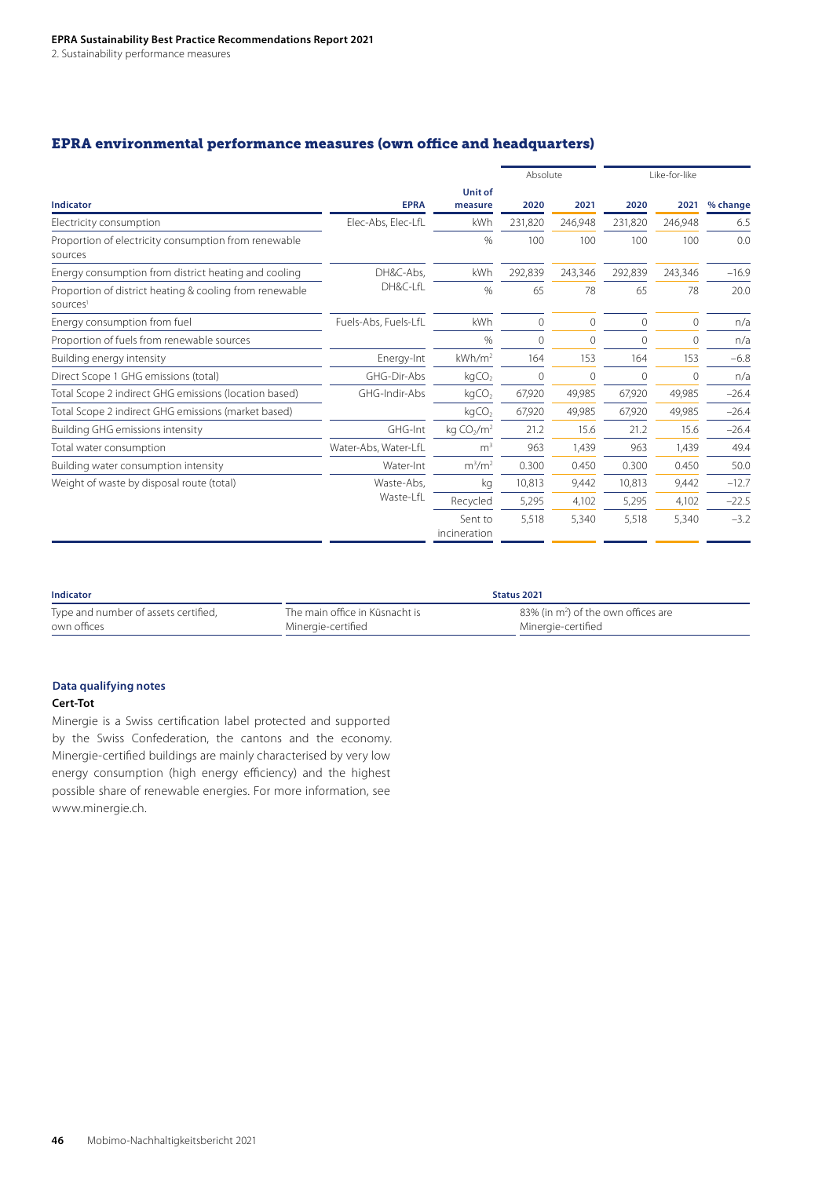## EPRA environmental performance measures (own office and headquarters)

| Indicator | EPRA | Unit of measure | Absolute 2020 | Absolute 2021 | Like-for-like 2020 | Like-for-like 2021 | % change |
|---|---|---|---|---|---|---|---|
| Electricity consumption | Elec-Abs, Elec-LfL | kWh | 231,820 | 246,948 | 231,820 | 246,948 | 6.5 |
| Proportion of electricity consumption from renewable sources | | % | 100 | 100 | 100 | 100 | 0.0 |
| Energy consumption from district heating and cooling | DH&C-Abs, DH&C-LfL | kWh | 292,839 | 243,346 | 292,839 | 243,346 | −16.9 |
| Proportion of district heating & cooling from renewable sources[1] | | % | 65 | 78 | 65 | 78 | 20.0 |
| Energy consumption from fuel | Fuels-Abs, Fuels-LfL | kWh | 0 | 0 | 0 | 0 | n/a |
| Proportion of fuels from renewable sources | | % | 0 | 0 | 0 | 0 | n/a |
| Building energy intensity | Energy-Int | $kWh/m^2$ | 164 | 153 | 164 | 153 | −6.8 |
| Direct Scope 1 GHG emissions (total) | GHG-Dir-Abs | $kgCO_2$ | 0 | 0 | 0 | 0 | n/a |
| Total Scope 2 indirect GHG emissions (location based) | GHG-Indir-Abs | $kgCO_2$ | 67,920 | 49,985 | 67,920 | 49,985 | −26.4 |
| Total Scope 2 indirect GHG emissions (market based) | | $kgCO_2$ | 67,920 | 49,985 | 67,920 | 49,985 | −26.4 |
| Building GHG emissions intensity | GHG-Int | $kg\ CO_2/m^2$ | 21.2 | 15.6 | 21.2 | 15.6 | −26.4 |
| Total water consumption | Water-Abs, Water-LfL | $m^3$ | 963 | 1,439 | 963 | 1,439 | 49.4 |
| Building water consumption intensity | Water-Int | $m^3/m^2$ | 0.300 | 0.450 | 0.300 | 0.450 | 50.0 |
| Weight of waste by disposal route (total) | Waste-Abs, Waste-LfL | kg | 10,813 | 9,442 | 10,813 | 9,442 | −12.7 |
| | | Recycled | 5,295 | 4,102 | 5,295 | 4,102 | −22.5 |
| | | Sent to incineration | 5,518 | 5,340 | 5,518 | 5,340 | −3.2 |

| Indicator | Status 2021 | |
|---|---|---|
| Type and number of assets certified, own offices | The main office in Küsnacht is Minergie-certified | 83% (in $m^2$) of the own offices are Minergie-certified |

### Data qualifying notes

**Cert-Tot**

Minergie is a Swiss certification label protected and supported by the Swiss Confederation, the cantons and the economy. Minergie-certified buildings are mainly characterised by very low energy consumption (high energy efficiency) and the highest possible share of renewable energies. For more information, see www.minergie.ch.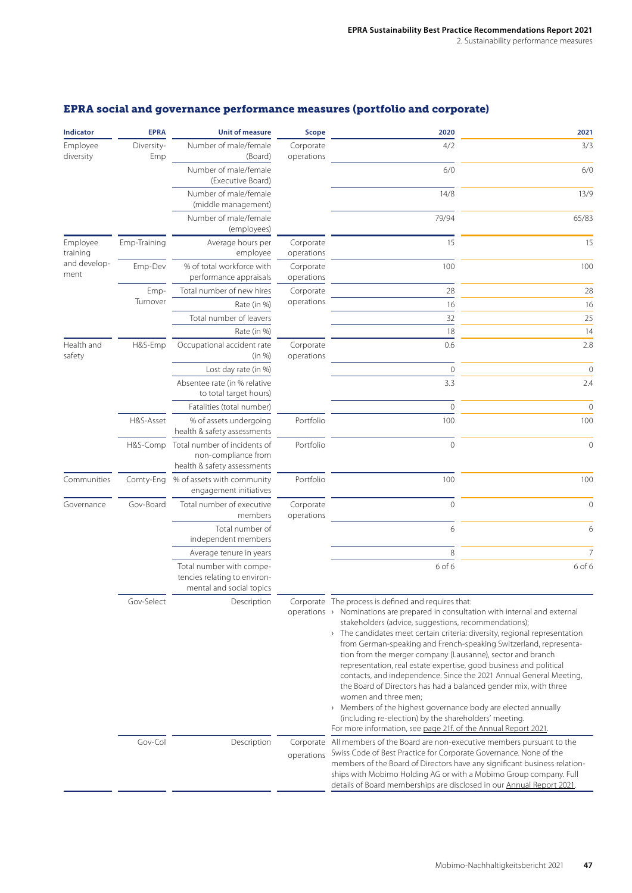## EPRA social and governance performance measures (portfolio and corporate)

| Indicator | EPRA | Unit of measure | Scope | 2020 | 2021 |
|---|---|---|---|---|---|
| Employee diversity | Diversity-Emp | Number of male/female (Board) | Corporate operations | 4/2 | 3/3 |
| | | Number of male/female (Executive Board) | | 6/0 | 6/0 |
| | | Number of male/female (middle management) | | 14/8 | 13/9 |
| | | Number of male/female (employees) | | 79/94 | 65/83 |
| Employee training and development | Emp-Training | Average hours per employee | Corporate operations | 15 | 15 |
| | Emp-Dev | % of total workforce with performance appraisals | Corporate operations | 100 | 100 |
| | Emp-Turnover | Total number of new hires | Corporate operations | 28 | 28 |
| | | Rate (in %) | | 16 | 16 |
| | | Total number of leavers | | 32 | 25 |
| | | Rate (in %) | | 18 | 14 |
| Health and safety | H&S-Emp | Occupational accident rate (in %) | Corporate operations | 0.6 | 2.8 |
| | | Lost day rate (in %) | | 0 | 0 |
| | | Absentee rate (in % relative to total target hours) | | 3.3 | 2.4 |
| | | Fatalities (total number) | | 0 | 0 |
| | H&S-Asset | % of assets undergoing health & safety assessments | Portfolio | 100 | 100 |
| | H&S-Comp | Total number of incidents of non-compliance from health & safety assessments | Portfolio | 0 | 0 |
| Communities | Comty-Eng | % of assets with community engagement initiatives | Portfolio | 100 | 100 |
| Governance | Gov-Board | Total number of executive members | Corporate operations | 0 | 0 |
| | | Total number of independent members | | 6 | 6 |
| | | Average tenure in years | | 8 | 7 |
| | | Total number with competencies relating to environmental and social topics | | 6 of 6 | 6 of 6 |
| | Gov-Select | Description | Corporate operations | The process is defined and requires that:<br>› Nominations are prepared in consultation with internal and external stakeholders (advice, suggestions, recommendations);<br>› The candidates meet certain criteria: diversity, regional representation from German-speaking and French-speaking Switzerland, representation from the merger company (Lausanne), sector and branch representation, real estate expertise, good business and political contacts, and independence. Since the 2021 Annual General Meeting, the Board of Directors has had a balanced gender mix, with three women and three men;<br>› Members of the highest governance body are elected annually (including re-election) by the shareholders' meeting.<br>For more information, see page 21f. of the Annual Report 2021. | |
| | Gov-Col | Description | Corporate operations | All members of the Board are non-executive members pursuant to the Swiss Code of Best Practice for Corporate Governance. None of the members of the Board of Directors have any significant business relationships with Mobimo Holding AG or with a Mobimo Group company. Full details of Board memberships are disclosed in our Annual Report 2021. | |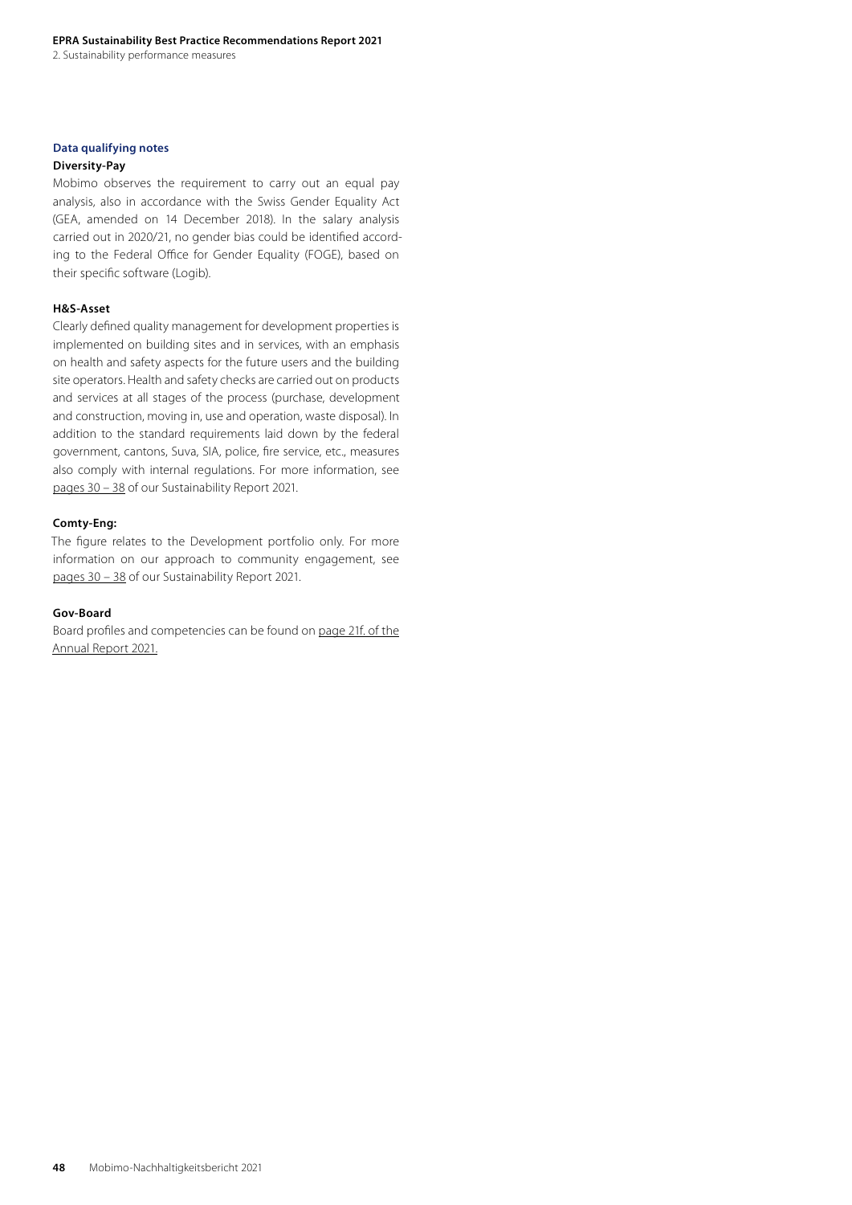#### Data qualifying notes

**Diversity-Pay**

Mobimo observes the requirement to carry out an equal pay analysis, also in accordance with the Swiss Gender Equality Act (GEA, amended on 14 December 2018). In the salary analysis carried out in 2020/21, no gender bias could be identified according to the Federal Office for Gender Equality (FOGE), based on their specific software (Logib).

**H&S-Asset**

Clearly defined quality management for development properties is implemented on building sites and in services, with an emphasis on health and safety aspects for the future users and the building site operators. Health and safety checks are carried out on products and services at all stages of the process (purchase, development and construction, moving in, use and operation, waste disposal). In addition to the standard requirements laid down by the federal government, cantons, Suva, SIA, police, fire service, etc., measures also comply with internal regulations. For more information, see pages 30 – 38 of our Sustainability Report 2021.

**Comty-Eng:**

The figure relates to the Development portfolio only. For more information on our approach to community engagement, see pages 30 – 38 of our Sustainability Report 2021.

**Gov-Board**

Board profiles and competencies can be found on page 21f. of the Annual Report 2021.